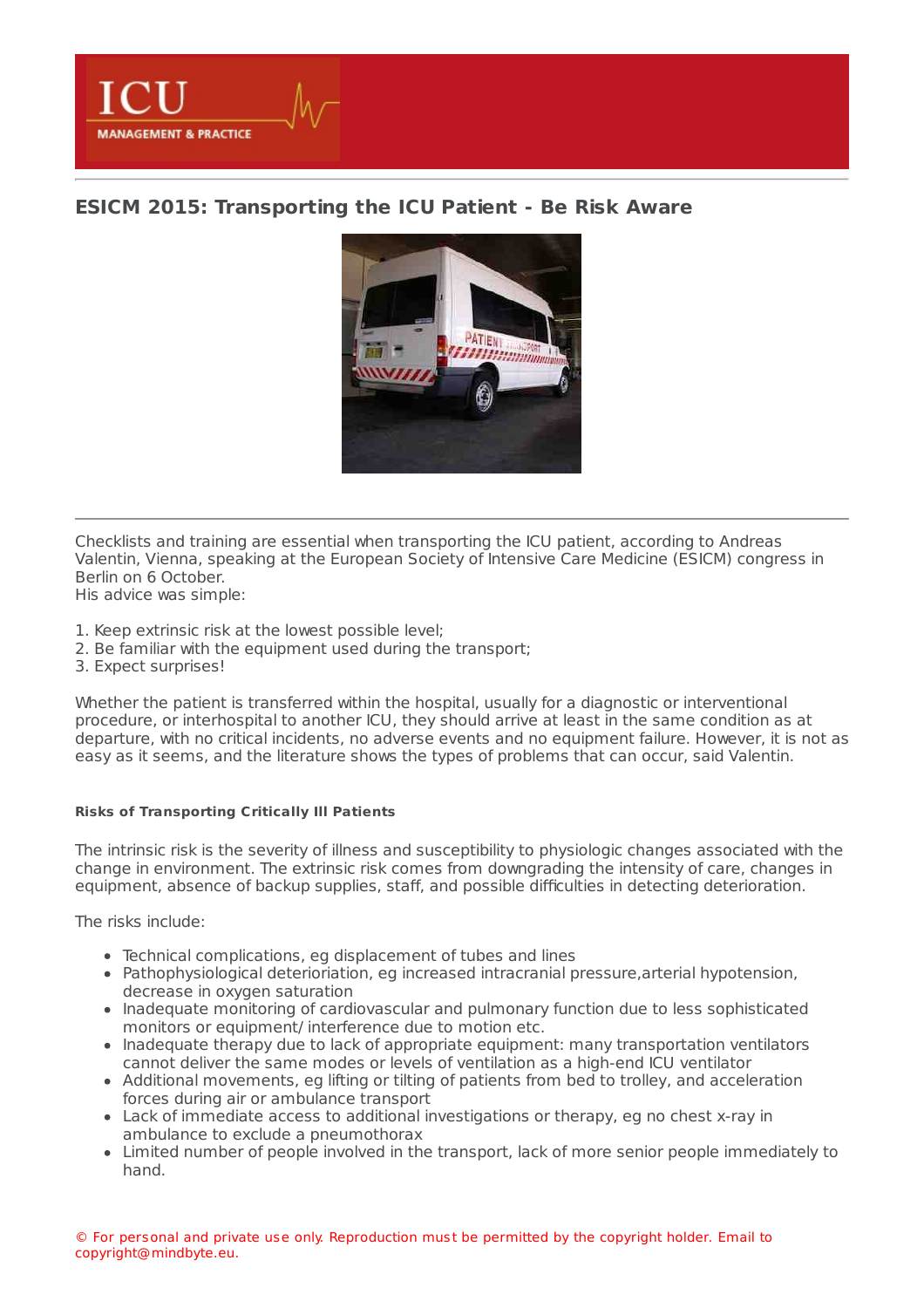# ESICM 2015: Transporting the ICU Patient - Be Risk Aware

Checklists and training are essential when transporting the ICU patient, according to Andreas Valentin, Vienna, speaking at the European Society of Intensive Care Medicine (ESICM) congress in Berlin on 6 October.
His advice was simple:

1. Keep extrinsic risk at the lowest possible level;
2. Be familiar with the equipment used during the transport;
3. Expect surprises!

Whether the patient is transferred within the hospital, usually for a diagnostic or interventional procedure, or interhospital to another ICU, they should arrive at least in the same condition as at departure, with no critical incidents, no adverse events and no equipment failure. However, it is not as easy as it seems, and the literature shows the types of problems that can occur, said Valentin.

#### Risks of Transporting Critically Ill Patients

The intrinsic risk is the severity of illness and susceptibility to physiologic changes associated with the change in environment. The extrinsic risk comes from downgrading the intensity of care, changes in equipment, absence of backup supplies, staff, and possible difficulties in detecting deterioration.

The risks include:

- Technical complications, eg displacement of tubes and lines
- Pathophysiological deterioriation, eg increased intracranial pressure,arterial hypotension, decrease in oxygen saturation
- Inadequate monitoring of cardiovascular and pulmonary function due to less sophisticated monitors or equipment/ interference due to motion etc.
- Inadequate therapy due to lack of appropriate equipment: many transportation ventilators cannot deliver the same modes or levels of ventilation as a high-end ICU ventilator
- Additional movements, eg lifting or tilting of patients from bed to trolley, and acceleration forces during air or ambulance transport
- Lack of immediate access to additional investigations or therapy, eg no chest x-ray in ambulance to exclude a pneumothorax
- Limited number of people involved in the transport, lack of more senior people immediately to hand.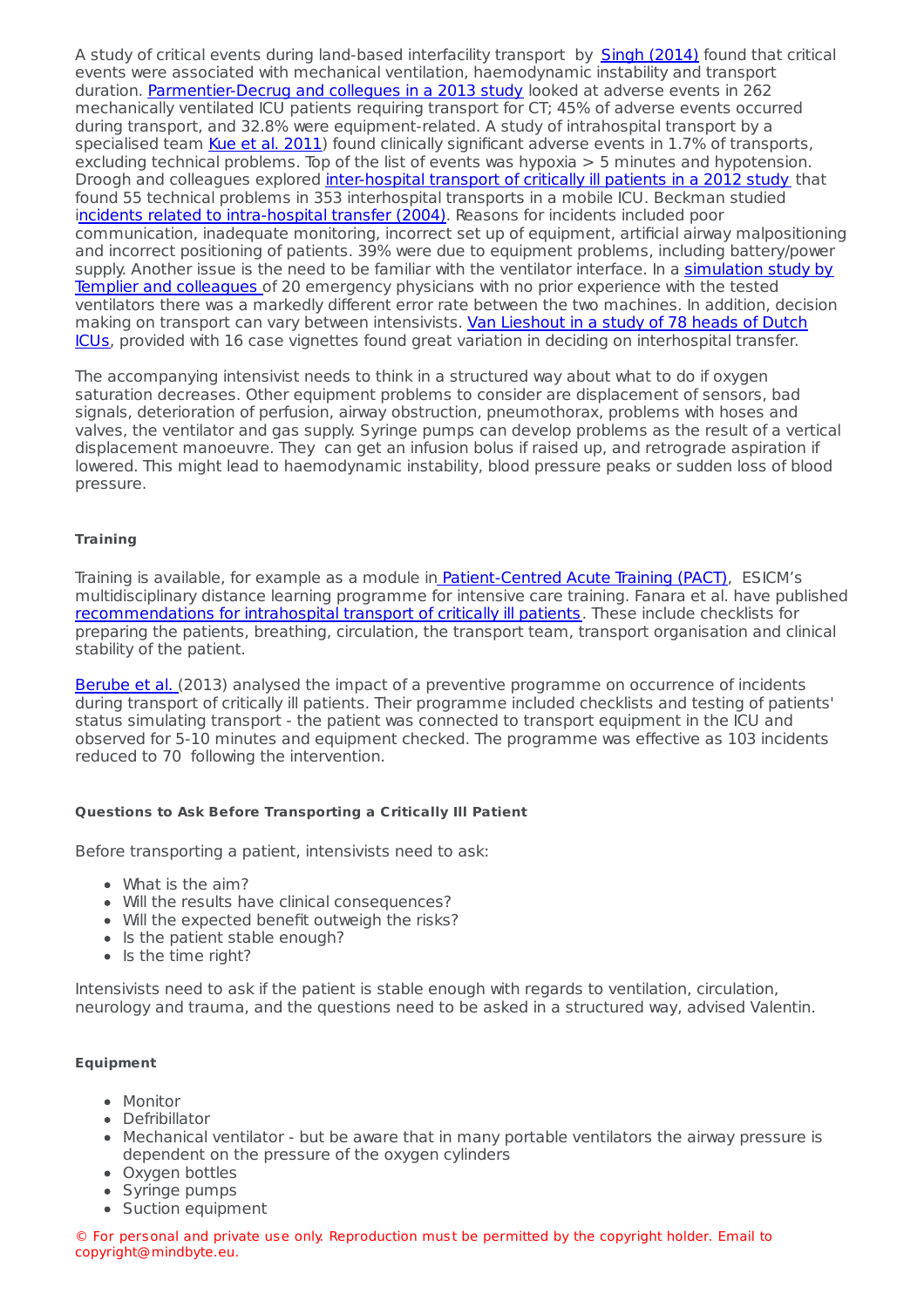A study of critical events during land-based interfacility transport by Singh (2014) found that critical events were associated with mechanical ventilation, haemodynamic instability and transport duration. Parmentier-Decrug and collegues in a 2013 study looked at adverse events in 262 mechanically ventilated ICU patients requiring transport for CT; 45% of adverse events occurred during transport, and 32.8% were equipment-related. A study of intrahospital transport by a specialised team Kue et al. 2011) found clinically significant adverse events in 1.7% of transports, excluding technical problems. Top of the list of events was hypoxia > 5 minutes and hypotension. Droogh and colleagues explored inter-hospital transport of critically ill patients in a 2012 study that found 55 technical problems in 353 interhospital transports in a mobile ICU. Beckman studied incidents related to intra-hospital transfer (2004). Reasons for incidents included poor communication, inadequate monitoring, incorrect set up of equipment, artificial airway malpositioning and incorrect positioning of patients. 39% were due to equipment problems, including battery/power supply. Another issue is the need to be familiar with the ventilator interface. In a simulation study by Templier and colleagues of 20 emergency physicians with no prior experience with the tested ventilators there was a markedly different error rate between the two machines. In addition, decision making on transport can vary between intensivists. Van Lieshout in a study of 78 heads of Dutch ICUs, provided with 16 case vignettes found great variation in deciding on interhospital transfer.

The accompanying intensivist needs to think in a structured way about what to do if oxygen saturation decreases. Other equipment problems to consider are displacement of sensors, bad signals, deterioration of perfusion, airway obstruction, pneumothorax, problems with hoses and valves, the ventilator and gas supply. Syringe pumps can develop problems as the result of a vertical displacement manoeuvre. They can get an infusion bolus if raised up, and retrograde aspiration if lowered. This might lead to haemodynamic instability, blood pressure peaks or sudden loss of blood pressure.

#### Training

Training is available, for example as a module in Patient-Centred Acute Training (PACT), ESICM's multidisciplinary distance learning programme for intensive care training. Fanara et al. have published recommendations for intrahospital transport of critically ill patients. These include checklists for preparing the patients, breathing, circulation, the transport team, transport organisation and clinical stability of the patient.

Berube et al. (2013) analysed the impact of a preventive programme on occurrence of incidents during transport of critically ill patients. Their programme included checklists and testing of patients' status simulating transport - the patient was connected to transport equipment in the ICU and observed for 5-10 minutes and equipment checked. The programme was effective as 103 incidents reduced to 70 following the intervention.

#### Questions to Ask Before Transporting a Critically Ill Patient

Before transporting a patient, intensivists need to ask:

- What is the aim?
- Will the results have clinical consequences?
- Will the expected benefit outweigh the risks?
- Is the patient stable enough?
- Is the time right?

Intensivists need to ask if the patient is stable enough with regards to ventilation, circulation, neurology and trauma, and the questions need to be asked in a structured way, advised Valentin.

#### Equipment

- Monitor
- Defibrillator
- Mechanical ventilator - but be aware that in many portable ventilators the airway pressure is dependent on the pressure of the oxygen cylinders
- Oxygen bottles
- Syringe pumps
- Suction equipment

© For personal and private use only. Reproduction must be permitted by the copyright holder. Email to copyright@mindbyte.eu.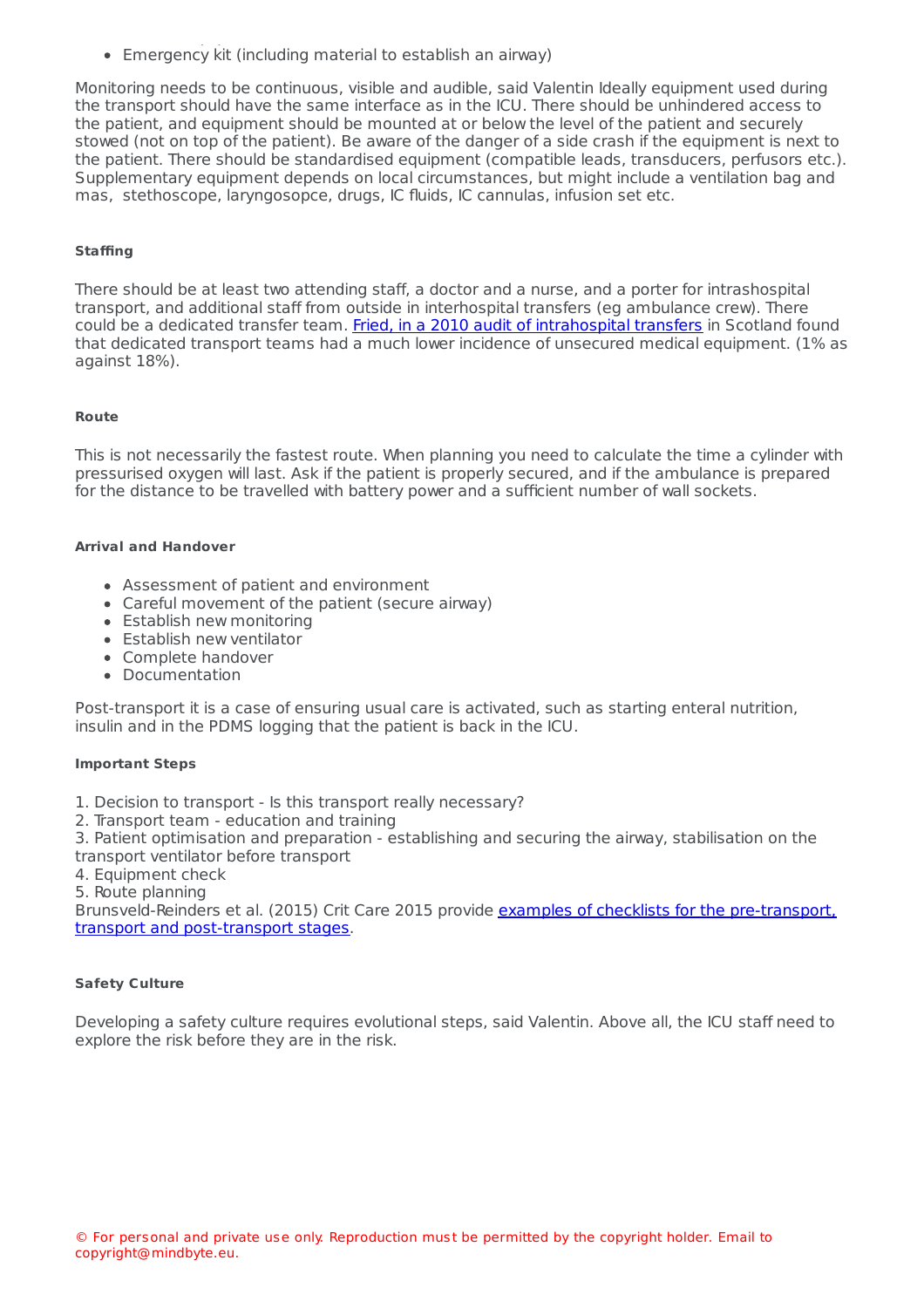- Emergency kit (including material to establish an airway)

Monitoring needs to be continuous, visible and audible, said Valentin Ideally equipment used during the transport should have the same interface as in the ICU. There should be unhindered access to the patient, and equipment should be mounted at or below the level of the patient and securely stowed (not on top of the patient). Be aware of the danger of a side crash if the equipment is next to the patient. There should be standardised equipment (compatible leads, transducers, perfusors etc.). Supplementary equipment depends on local circumstances, but might include a ventilation bag and mas, stethoscope, laryngosopce, drugs, IC fluids, IC cannulas, infusion set etc.

#### Staffing

There should be at least two attending staff, a doctor and a nurse, and a porter for intrashospital transport, and additional staff from outside in interhospital transfers (eg ambulance crew). There could be a dedicated transfer team. [Fried, in a 2010 audit of intrahospital transfers] in Scotland found that dedicated transport teams had a much lower incidence of unsecured medical equipment. (1% as against 18%).

#### Route

This is not necessarily the fastest route. When planning you need to calculate the time a cylinder with pressurised oxygen will last. Ask if the patient is properly secured, and if the ambulance is prepared for the distance to be travelled with battery power and a sufficient number of wall sockets.

#### Arrival and Handover

- Assessment of patient and environment
- Careful movement of the patient (secure airway)
- Establish new monitoring
- Establish new ventilator
- Complete handover
- Documentation

Post-transport it is a case of ensuring usual care is activated, such as starting enteral nutrition, insulin and in the PDMS logging that the patient is back in the ICU.

#### Important Steps

1. Decision to transport - Is this transport really necessary?
2. Transport team - education and training
3. Patient optimisation and preparation - establishing and securing the airway, stabilisation on the transport ventilator before transport
4. Equipment check
5. Route planning

Brunsveld-Reinders et al. (2015) Crit Care 2015 provide [examples of checklists for the pre-transport, transport and post-transport stages].

#### Safety Culture

Developing a safety culture requires evolutional steps, said Valentin. Above all, the ICU staff need to explore the risk before they are in the risk.

© For personal and private use only. Reproduction must be permitted by the copyright holder. Email to copyright@mindbyte.eu.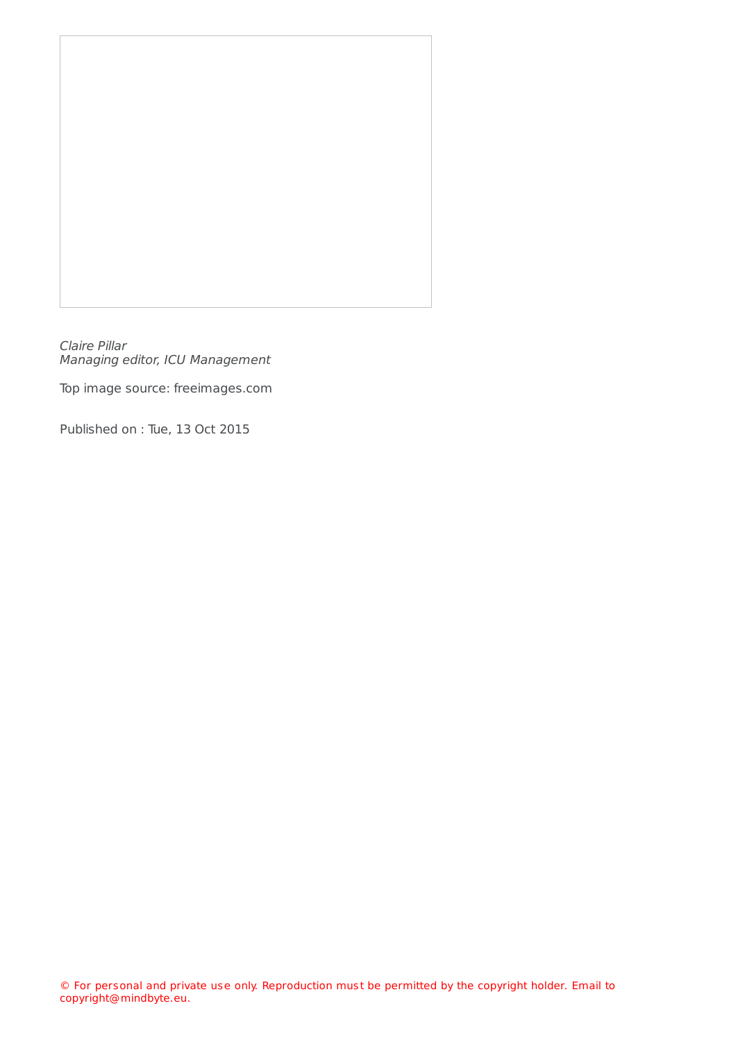*Claire Pillar*
*Managing editor, ICU Management*

Top image source: freeimages.com

Published on : Tue, 13 Oct 2015

© For personal and private use only. Reproduction must be permitted by the copyright holder. Email to copyright@mindbyte.eu.